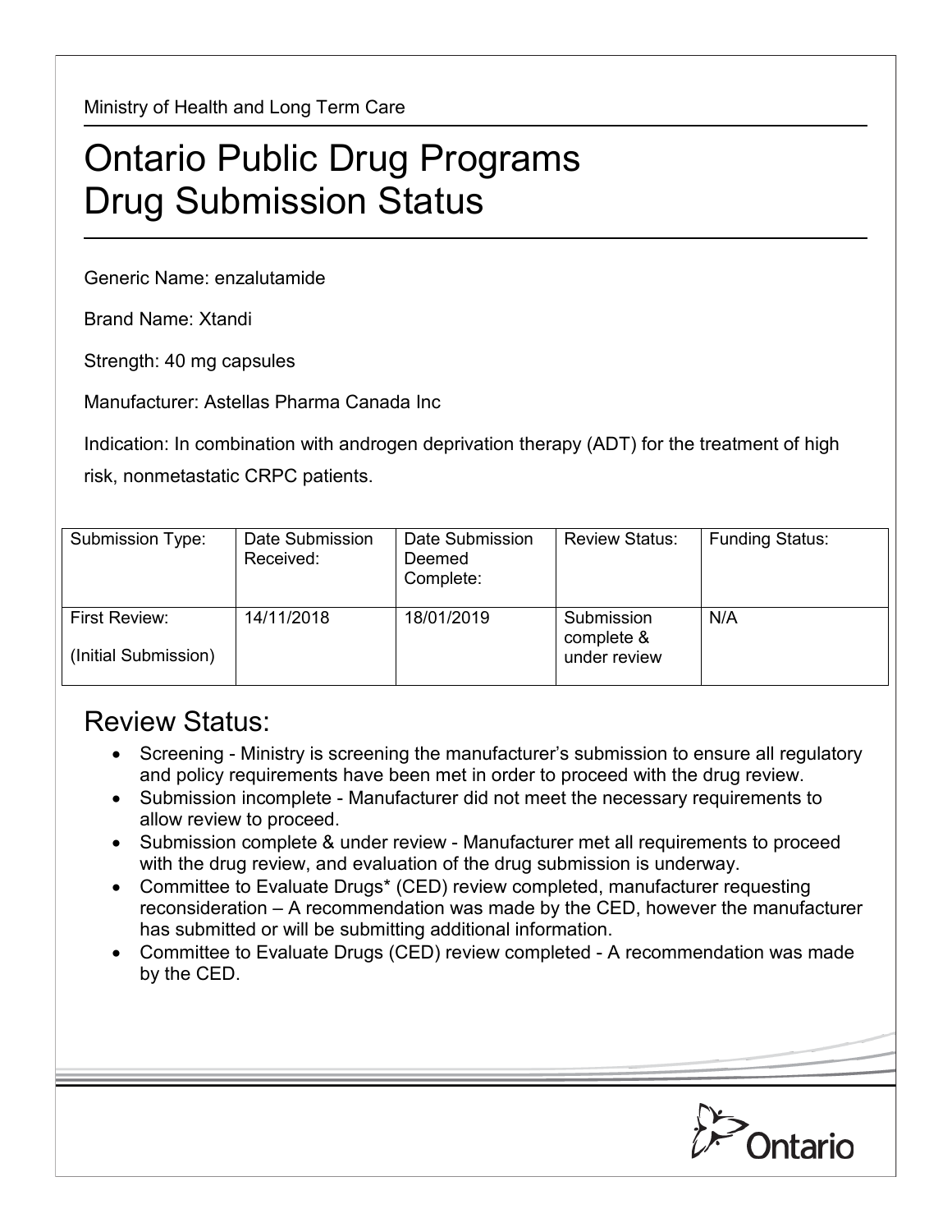Ministry of Health and Long Term Care

# Ontario Public Drug Programs
# Drug Submission Status

Generic Name: enzalutamide

Brand Name: Xtandi

Strength: 40 mg capsules

Manufacturer: Astellas Pharma Canada Inc

Indication: In combination with androgen deprivation therapy (ADT) for the treatment of high risk, nonmetastatic CRPC patients.

| Submission Type: | Date Submission Received: | Date Submission Deemed Complete: | Review Status: | Funding Status: |
|---|---|---|---|---|
| First Review: (Initial Submission) | 14/11/2018 | 18/01/2019 | Submission complete & under review | N/A |

## Review Status:

- Screening - Ministry is screening the manufacturer's submission to ensure all regulatory and policy requirements have been met in order to proceed with the drug review.
- Submission incomplete - Manufacturer did not meet the necessary requirements to allow review to proceed.
- Submission complete & under review - Manufacturer met all requirements to proceed with the drug review, and evaluation of the drug submission is underway.
- Committee to Evaluate Drugs* (CED) review completed, manufacturer requesting reconsideration – A recommendation was made by the CED, however the manufacturer has submitted or will be submitting additional information.
- Committee to Evaluate Drugs (CED) review completed - A recommendation was made by the CED.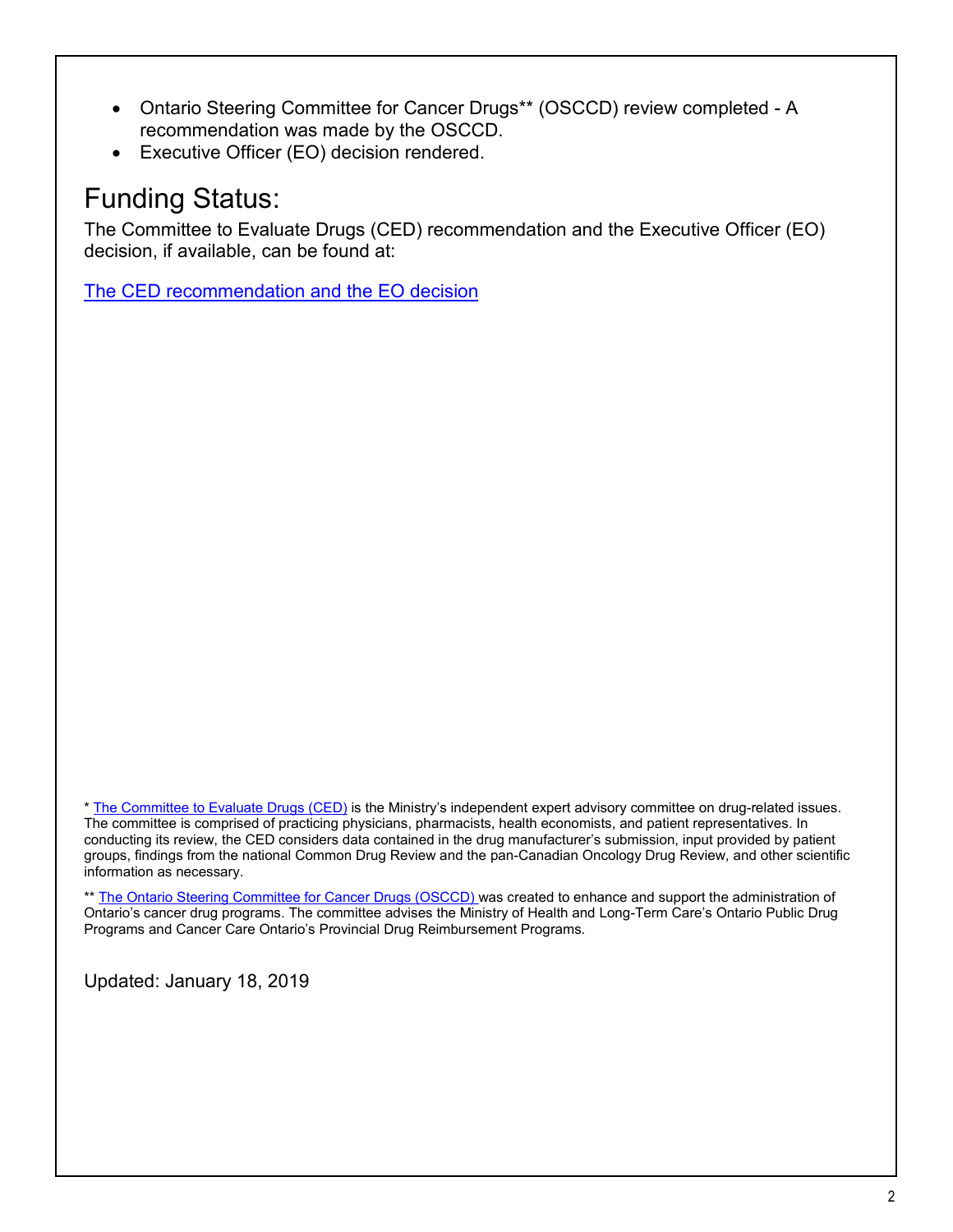- Ontario Steering Committee for Cancer Drugs** (OSCCD) review completed - A recommendation was made by the OSCCD.
- Executive Officer (EO) decision rendered.

# Funding Status:

The Committee to Evaluate Drugs (CED) recommendation and the Executive Officer (EO) decision, if available, can be found at:

The CED recommendation and the EO decision

* The Committee to Evaluate Drugs (CED) is the Ministry's independent expert advisory committee on drug-related issues. The committee is comprised of practicing physicians, pharmacists, health economists, and patient representatives. In conducting its review, the CED considers data contained in the drug manufacturer's submission, input provided by patient groups, findings from the national Common Drug Review and the pan-Canadian Oncology Drug Review, and other scientific information as necessary.

** The Ontario Steering Committee for Cancer Drugs (OSCCD) was created to enhance and support the administration of Ontario's cancer drug programs. The committee advises the Ministry of Health and Long-Term Care's Ontario Public Drug Programs and Cancer Care Ontario's Provincial Drug Reimbursement Programs.

Updated: January 18, 2019